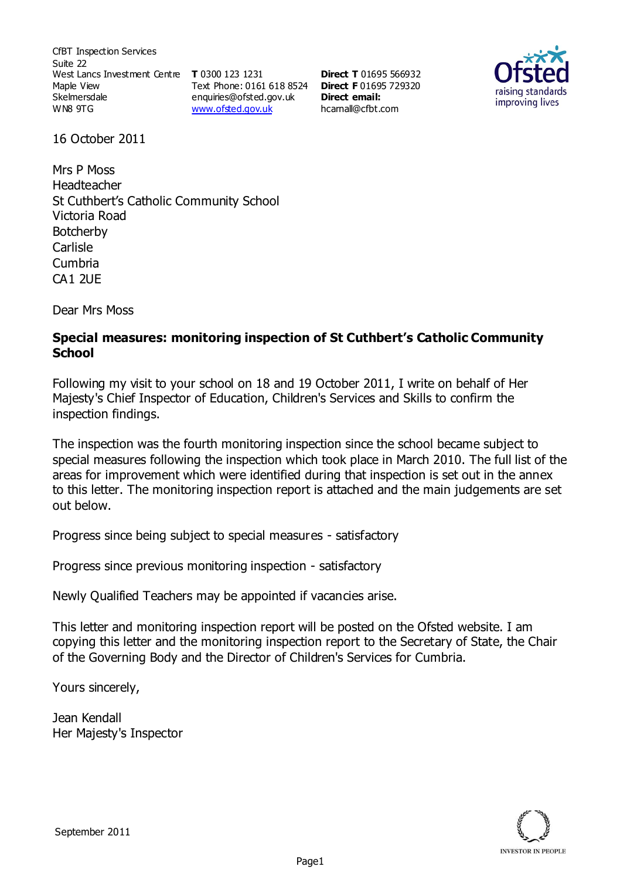CfBT Inspection Services
Suite 22
West Lancs Investment Centre
Maple View
Skelmersdale
WN8 9TG

**T** 0300 123 1231
Text Phone: 0161 618 8524
enquiries@ofsted.gov.uk
www.ofsted.gov.uk

**Direct T** 01695 566932
**Direct F** 01695 729320
**Direct email:**
hcarnall@cfbt.com

16 October 2011

Mrs P Moss
Headteacher
St Cuthbert's Catholic Community School
Victoria Road
Botcherby
Carlisle
Cumbria
CA1 2UE

Dear Mrs Moss

**Special measures: monitoring inspection of St Cuthbert's Catholic Community School**

Following my visit to your school on 18 and 19 October 2011, I write on behalf of Her Majesty's Chief Inspector of Education, Children's Services and Skills to confirm the inspection findings.

The inspection was the fourth monitoring inspection since the school became subject to special measures following the inspection which took place in March 2010. The full list of the areas for improvement which were identified during that inspection is set out in the annex to this letter. The monitoring inspection report is attached and the main judgements are set out below.

Progress since being subject to special measures - satisfactory

Progress since previous monitoring inspection - satisfactory

Newly Qualified Teachers may be appointed if vacancies arise.

This letter and monitoring inspection report will be posted on the Ofsted website. I am copying this letter and the monitoring inspection report to the Secretary of State, the Chair of the Governing Body and the Director of Children's Services for Cumbria.

Yours sincerely,

Jean Kendall
Her Majesty's Inspector

September 2011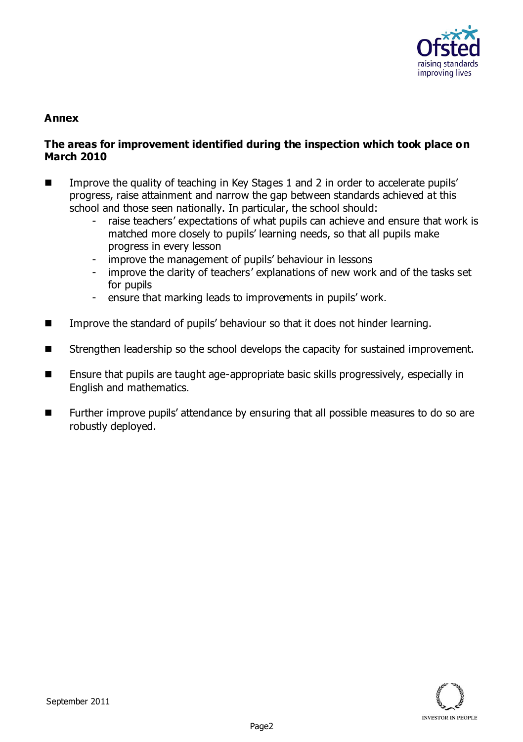## Annex

### The areas for improvement identified during the inspection which took place on March 2010

- Improve the quality of teaching in Key Stages 1 and 2 in order to accelerate pupils' progress, raise attainment and narrow the gap between standards achieved at this school and those seen nationally. In particular, the school should:
  - raise teachers' expectations of what pupils can achieve and ensure that work is matched more closely to pupils' learning needs, so that all pupils make progress in every lesson
  - improve the management of pupils' behaviour in lessons
  - improve the clarity of teachers' explanations of new work and of the tasks set for pupils
  - ensure that marking leads to improvements in pupils' work.

- Improve the standard of pupils' behaviour so that it does not hinder learning.

- Strengthen leadership so the school develops the capacity for sustained improvement.

- Ensure that pupils are taught age-appropriate basic skills progressively, especially in English and mathematics.

- Further improve pupils' attendance by ensuring that all possible measures to do so are robustly deployed.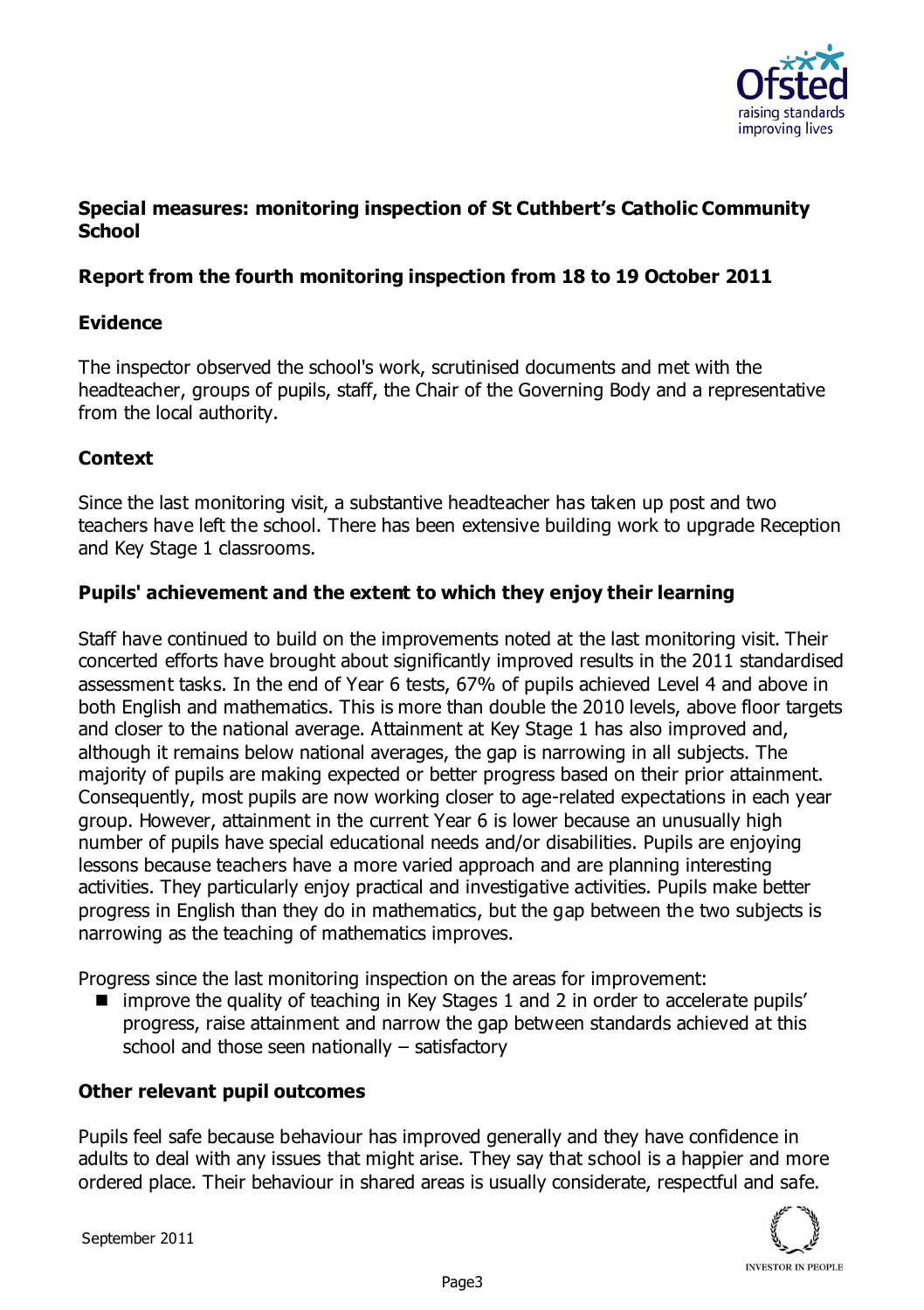**Special measures: monitoring inspection of St Cuthbert's Catholic Community School**

**Report from the fourth monitoring inspection from 18 to 19 October 2011**

## Evidence

The inspector observed the school's work, scrutinised documents and met with the headteacher, groups of pupils, staff, the Chair of the Governing Body and a representative from the local authority.

## Context

Since the last monitoring visit, a substantive headteacher has taken up post and two teachers have left the school. There has been extensive building work to upgrade Reception and Key Stage 1 classrooms.

## Pupils' achievement and the extent to which they enjoy their learning

Staff have continued to build on the improvements noted at the last monitoring visit. Their concerted efforts have brought about significantly improved results in the 2011 standardised assessment tasks. In the end of Year 6 tests, 67% of pupils achieved Level 4 and above in both English and mathematics. This is more than double the 2010 levels, above floor targets and closer to the national average. Attainment at Key Stage 1 has also improved and, although it remains below national averages, the gap is narrowing in all subjects. The majority of pupils are making expected or better progress based on their prior attainment. Consequently, most pupils are now working closer to age-related expectations in each year group. However, attainment in the current Year 6 is lower because an unusually high number of pupils have special educational needs and/or disabilities. Pupils are enjoying lessons because teachers have a more varied approach and are planning interesting activities. They particularly enjoy practical and investigative activities. Pupils make better progress in English than they do in mathematics, but the gap between the two subjects is narrowing as the teaching of mathematics improves.

Progress since the last monitoring inspection on the areas for improvement:

- improve the quality of teaching in Key Stages 1 and 2 in order to accelerate pupils' progress, raise attainment and narrow the gap between standards achieved at this school and those seen nationally – satisfactory

## Other relevant pupil outcomes

Pupils feel safe because behaviour has improved generally and they have confidence in adults to deal with any issues that might arise. They say that school is a happier and more ordered place. Their behaviour in shared areas is usually considerate, respectful and safe.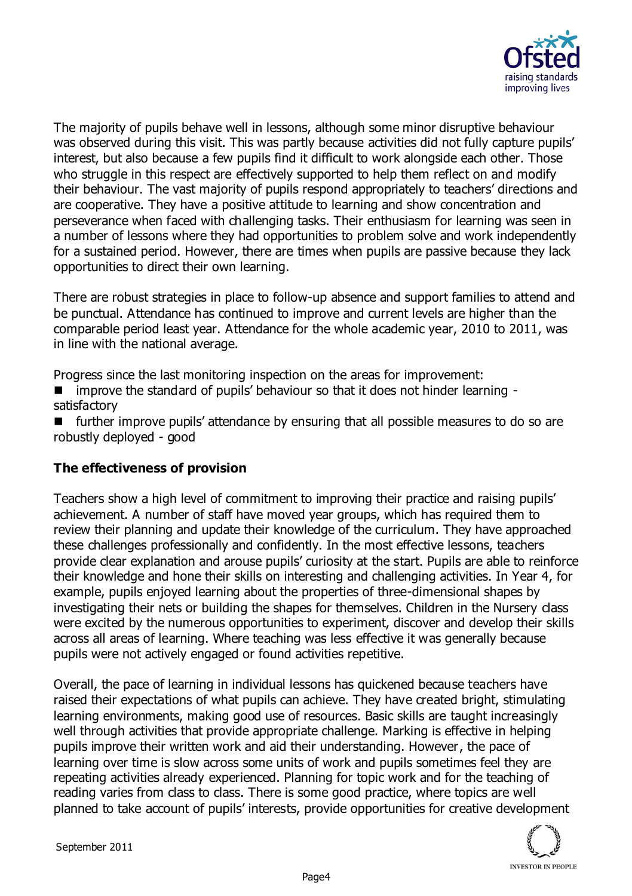The majority of pupils behave well in lessons, although some minor disruptive behaviour was observed during this visit. This was partly because activities did not fully capture pupils' interest, but also because a few pupils find it difficult to work alongside each other. Those who struggle in this respect are effectively supported to help them reflect on and modify their behaviour. The vast majority of pupils respond appropriately to teachers' directions and are cooperative. They have a positive attitude to learning and show concentration and perseverance when faced with challenging tasks. Their enthusiasm for learning was seen in a number of lessons where they had opportunities to problem solve and work independently for a sustained period. However, there are times when pupils are passive because they lack opportunities to direct their own learning.

There are robust strategies in place to follow-up absence and support families to attend and be punctual. Attendance has continued to improve and current levels are higher than the comparable period least year. Attendance for the whole academic year, 2010 to 2011, was in line with the national average.

Progress since the last monitoring inspection on the areas for improvement:

- improve the standard of pupils' behaviour so that it does not hinder learning - satisfactory
- further improve pupils' attendance by ensuring that all possible measures to do so are robustly deployed - good

**The effectiveness of provision**

Teachers show a high level of commitment to improving their practice and raising pupils' achievement. A number of staff have moved year groups, which has required them to review their planning and update their knowledge of the curriculum. They have approached these challenges professionally and confidently. In the most effective lessons, teachers provide clear explanation and arouse pupils' curiosity at the start. Pupils are able to reinforce their knowledge and hone their skills on interesting and challenging activities. In Year 4, for example, pupils enjoyed learning about the properties of three-dimensional shapes by investigating their nets or building the shapes for themselves. Children in the Nursery class were excited by the numerous opportunities to experiment, discover and develop their skills across all areas of learning. Where teaching was less effective it was generally because pupils were not actively engaged or found activities repetitive.

Overall, the pace of learning in individual lessons has quickened because teachers have raised their expectations of what pupils can achieve. They have created bright, stimulating learning environments, making good use of resources. Basic skills are taught increasingly well through activities that provide appropriate challenge. Marking is effective in helping pupils improve their written work and aid their understanding. However, the pace of learning over time is slow across some units of work and pupils sometimes feel they are repeating activities already experienced. Planning for topic work and for the teaching of reading varies from class to class. There is some good practice, where topics are well planned to take account of pupils' interests, provide opportunities for creative development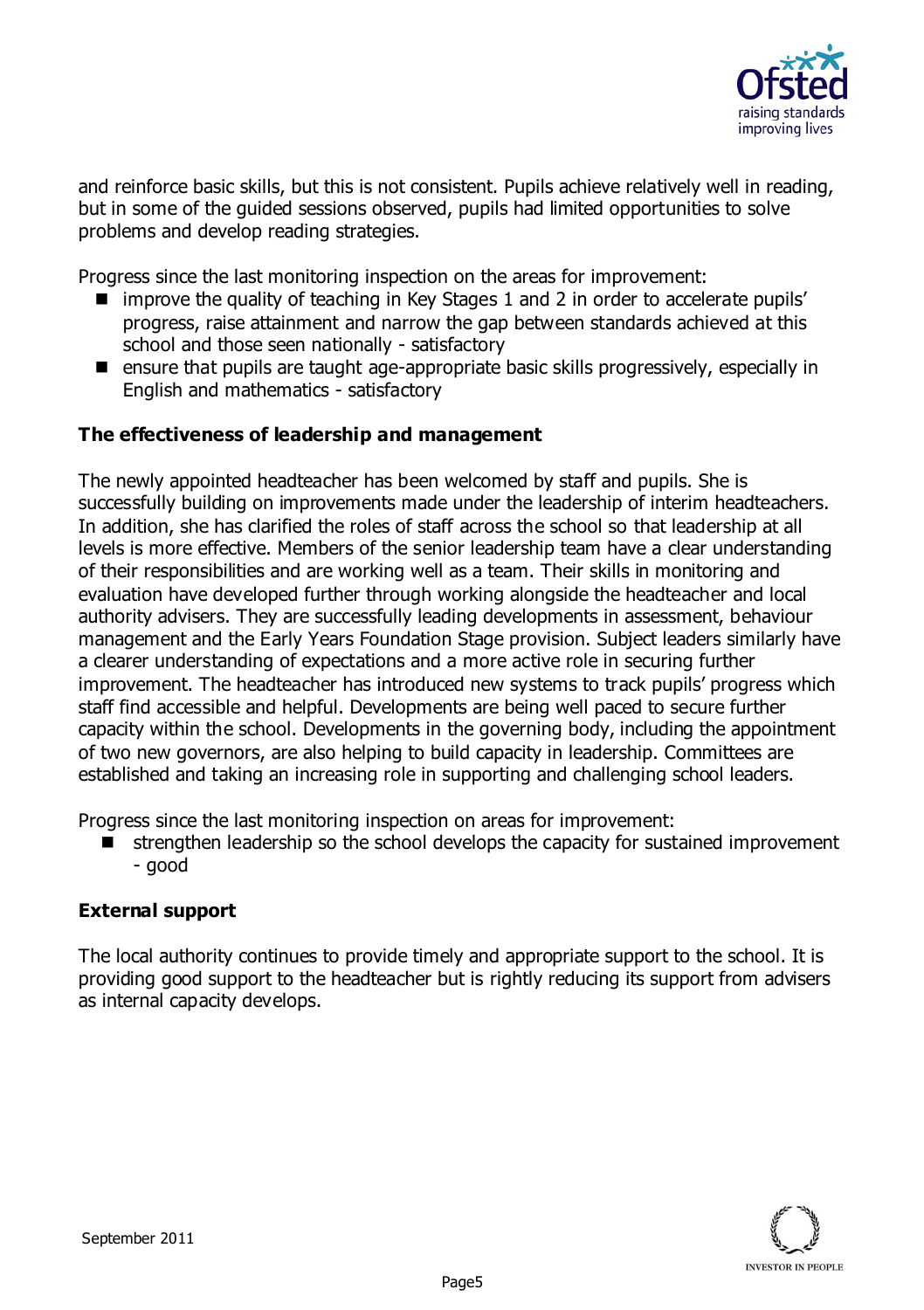and reinforce basic skills, but this is not consistent. Pupils achieve relatively well in reading, but in some of the guided sessions observed, pupils had limited opportunities to solve problems and develop reading strategies.

Progress since the last monitoring inspection on the areas for improvement:

- improve the quality of teaching in Key Stages 1 and 2 in order to accelerate pupils' progress, raise attainment and narrow the gap between standards achieved at this school and those seen nationally - satisfactory
- ensure that pupils are taught age-appropriate basic skills progressively, especially in English and mathematics - satisfactory

### The effectiveness of leadership and management

The newly appointed headteacher has been welcomed by staff and pupils. She is successfully building on improvements made under the leadership of interim headteachers. In addition, she has clarified the roles of staff across the school so that leadership at all levels is more effective. Members of the senior leadership team have a clear understanding of their responsibilities and are working well as a team. Their skills in monitoring and evaluation have developed further through working alongside the headteacher and local authority advisers. They are successfully leading developments in assessment, behaviour management and the Early Years Foundation Stage provision. Subject leaders similarly have a clearer understanding of expectations and a more active role in securing further improvement. The headteacher has introduced new systems to track pupils' progress which staff find accessible and helpful. Developments are being well paced to secure further capacity within the school. Developments in the governing body, including the appointment of two new governors, are also helping to build capacity in leadership. Committees are established and taking an increasing role in supporting and challenging school leaders.

Progress since the last monitoring inspection on areas for improvement:

- strengthen leadership so the school develops the capacity for sustained improvement - good

### External support

The local authority continues to provide timely and appropriate support to the school. It is providing good support to the headteacher but is rightly reducing its support from advisers as internal capacity develops.